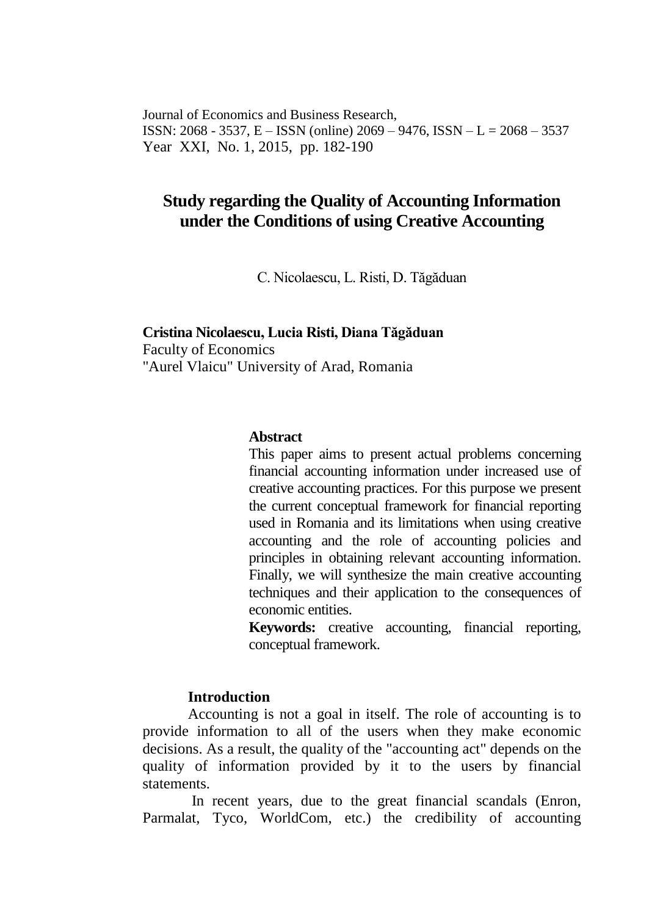Journal of Economics and Business Research,
ISSN: 2068 - 3537, E – ISSN (online) 2069 – 9476, ISSN – L = 2068 – 3537
Year XXI, No. 1, 2015, pp. 182-190

# Study regarding the Quality of Accounting Information under the Conditions of using Creative Accounting

C. Nicolaescu, L. Risti, D. Tăgăduan

**Cristina Nicolaescu, Lucia Risti, Diana Tăgăduan**
Faculty of Economics
"Aurel Vlaicu" University of Arad, Romania

**Abstract**

This paper aims to present actual problems concerning financial accounting information under increased use of creative accounting practices. For this purpose we present the current conceptual framework for financial reporting used in Romania and its limitations when using creative accounting and the role of accounting policies and principles in obtaining relevant accounting information. Finally, we will synthesize the main creative accounting techniques and their application to the consequences of economic entities.

**Keywords:** creative accounting, financial reporting, conceptual framework.

## Introduction

Accounting is not a goal in itself. The role of accounting is to provide information to all of the users when they make economic decisions. As a result, the quality of the "accounting act" depends on the quality of information provided by it to the users by financial statements.

In recent years, due to the great financial scandals (Enron, Parmalat, Tyco, WorldCom, etc.) the credibility of accounting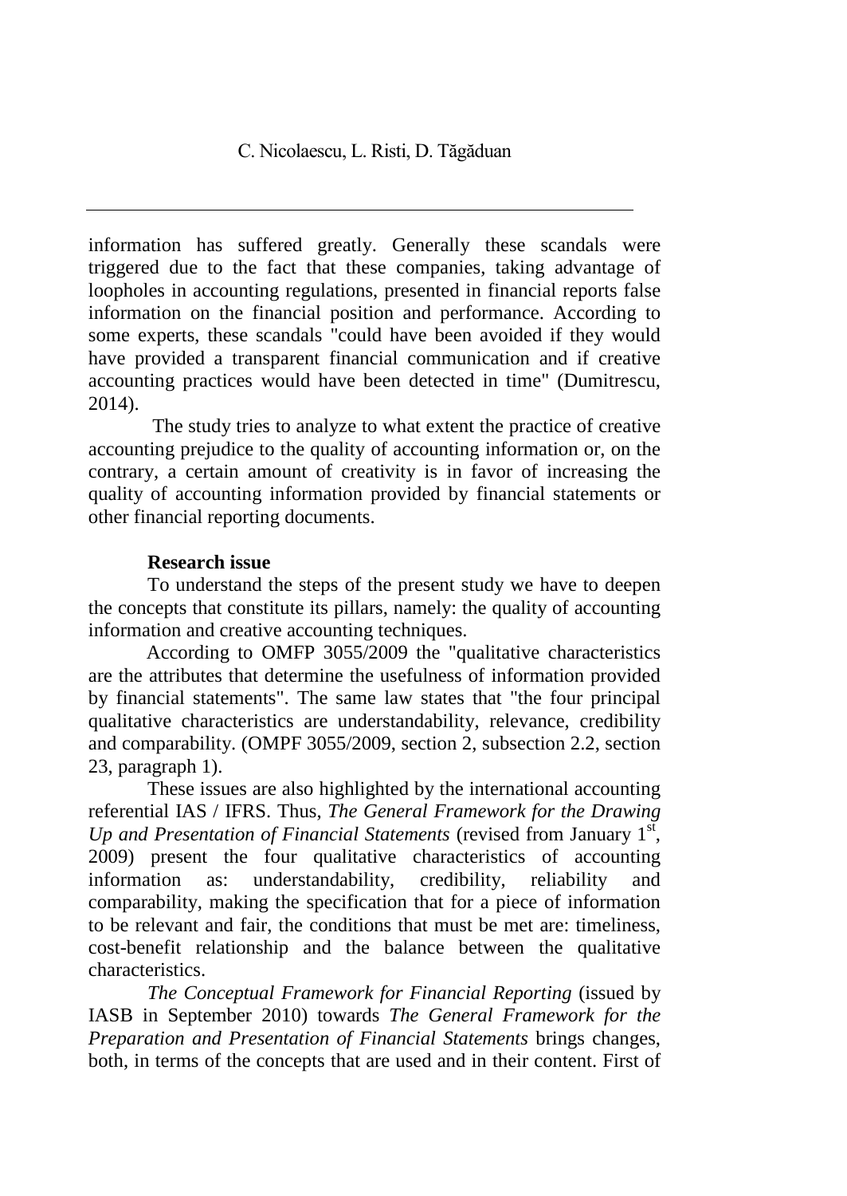information has suffered greatly. Generally these scandals were triggered due to the fact that these companies, taking advantage of loopholes in accounting regulations, presented in financial reports false information on the financial position and performance. According to some experts, these scandals "could have been avoided if they would have provided a transparent financial communication and if creative accounting practices would have been detected in time" (Dumitrescu, 2014).

The study tries to analyze to what extent the practice of creative accounting prejudice to the quality of accounting information or, on the contrary, a certain amount of creativity is in favor of increasing the quality of accounting information provided by financial statements or other financial reporting documents.

**Research issue**

To understand the steps of the present study we have to deepen the concepts that constitute its pillars, namely: the quality of accounting information and creative accounting techniques.

According to OMFP 3055/2009 the "qualitative characteristics are the attributes that determine the usefulness of information provided by financial statements". The same law states that "the four principal qualitative characteristics are understandability, relevance, credibility and comparability. (OMPF 3055/2009, section 2, subsection 2.2, section 23, paragraph 1).

These issues are also highlighted by the international accounting referential IAS / IFRS. Thus, *The General Framework for the Drawing Up and Presentation of Financial Statements* (revised from January 1st, 2009) present the four qualitative characteristics of accounting information as: understandability, credibility, reliability and comparability, making the specification that for a piece of information to be relevant and fair, the conditions that must be met are: timeliness, cost-benefit relationship and the balance between the qualitative characteristics.

*The Conceptual Framework for Financial Reporting* (issued by IASB in September 2010) towards *The General Framework for the Preparation and Presentation of Financial Statements* brings changes, both, in terms of the concepts that are used and in their content. First of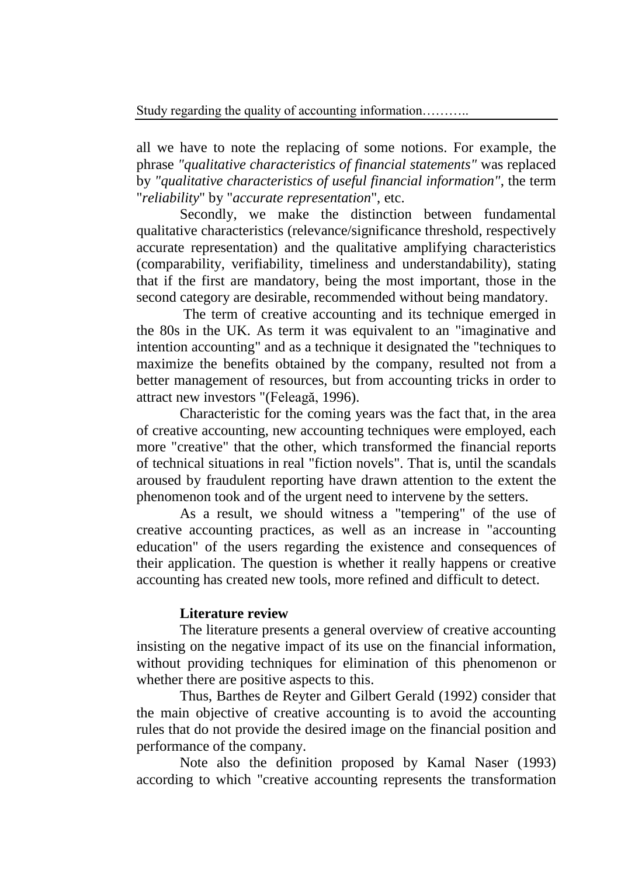all we have to note the replacing of some notions. For example, the phrase *"qualitative characteristics of financial statements"* was replaced by *"qualitative characteristics of useful financial information"*, the term "*reliability*" by "*accurate representation*", etc.

Secondly, we make the distinction between fundamental qualitative characteristics (relevance/significance threshold, respectively accurate representation) and the qualitative amplifying characteristics (comparability, verifiability, timeliness and understandability), stating that if the first are mandatory, being the most important, those in the second category are desirable, recommended without being mandatory.

The term of creative accounting and its technique emerged in the 80s in the UK. As term it was equivalent to an "imaginative and intention accounting" and as a technique it designated the "techniques to maximize the benefits obtained by the company, resulted not from a better management of resources, but from accounting tricks in order to attract new investors "(Feleagă, 1996).

Characteristic for the coming years was the fact that, in the area of creative accounting, new accounting techniques were employed, each more "creative" that the other, which transformed the financial reports of technical situations in real "fiction novels". That is, until the scandals aroused by fraudulent reporting have drawn attention to the extent the phenomenon took and of the urgent need to intervene by the setters.

As a result, we should witness a "tempering" of the use of creative accounting practices, as well as an increase in "accounting education" of the users regarding the existence and consequences of their application. The question is whether it really happens or creative accounting has created new tools, more refined and difficult to detect.

**Literature review**

The literature presents a general overview of creative accounting insisting on the negative impact of its use on the financial information, without providing techniques for elimination of this phenomenon or whether there are positive aspects to this.

Thus, Barthes de Reyter and Gilbert Gerald (1992) consider that the main objective of creative accounting is to avoid the accounting rules that do not provide the desired image on the financial position and performance of the company.

Note also the definition proposed by Kamal Naser (1993) according to which "creative accounting represents the transformation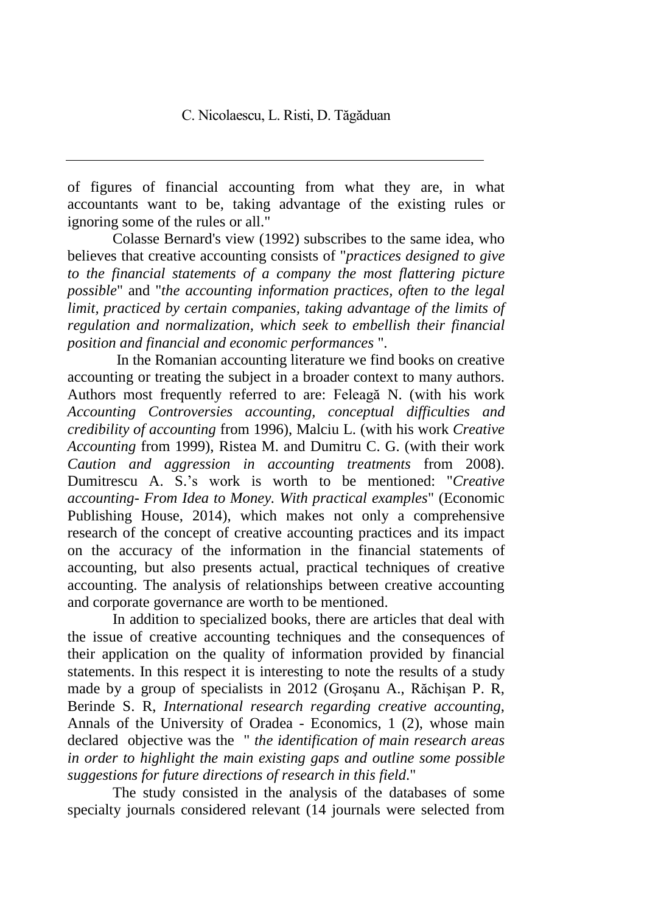of figures of financial accounting from what they are, in what accountants want to be, taking advantage of the existing rules or ignoring some of the rules or all."

Colasse Bernard's view (1992) subscribes to the same idea, who believes that creative accounting consists of "*practices designed to give to the financial statements of a company the most flattering picture possible*" and "*the accounting information practices, often to the legal limit, practiced by certain companies, taking advantage of the limits of regulation and normalization, which seek to embellish their financial position and financial and economic performances* ".

In the Romanian accounting literature we find books on creative accounting or treating the subject in a broader context to many authors. Authors most frequently referred to are: Feleagă N. (with his work *Accounting Controversies accounting, conceptual difficulties and credibility of accounting* from 1996), Malciu L. (with his work *Creative Accounting* from 1999), Ristea M. and Dumitru C. G. (with their work *Caution and aggression in accounting treatments* from 2008). Dumitrescu A. S.'s work is worth to be mentioned: "*Creative accounting- From Idea to Money. With practical examples*" (Economic Publishing House, 2014), which makes not only a comprehensive research of the concept of creative accounting practices and its impact on the accuracy of the information in the financial statements of accounting, but also presents actual, practical techniques of creative accounting. The analysis of relationships between creative accounting and corporate governance are worth to be mentioned.

In addition to specialized books, there are articles that deal with the issue of creative accounting techniques and the consequences of their application on the quality of information provided by financial statements. In this respect it is interesting to note the results of a study made by a group of specialists in 2012 (Groşanu A., Răchişan P. R, Berinde S. R, *International research regarding creative accounting*, Annals of the University of Oradea - Economics, 1 (2), whose main declared objective was the " *the identification of main research areas in order to highlight the main existing gaps and outline some possible suggestions for future directions of research in this field*."

The study consisted in the analysis of the databases of some specialty journals considered relevant (14 journals were selected from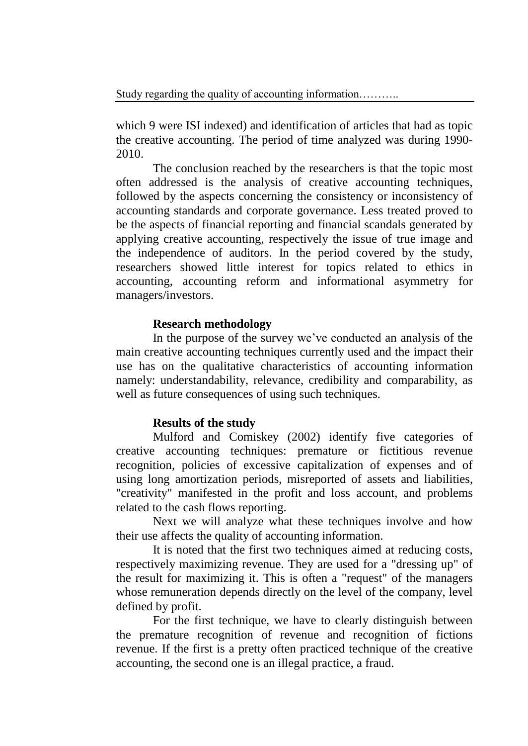which 9 were ISI indexed) and identification of articles that had as topic the creative accounting. The period of time analyzed was during 1990-2010.

The conclusion reached by the researchers is that the topic most often addressed is the analysis of creative accounting techniques, followed by the aspects concerning the consistency or inconsistency of accounting standards and corporate governance. Less treated proved to be the aspects of financial reporting and financial scandals generated by applying creative accounting, respectively the issue of true image and the independence of auditors. In the period covered by the study, researchers showed little interest for topics related to ethics in accounting, accounting reform and informational asymmetry for managers/investors.

**Research methodology**

In the purpose of the survey we've conducted an analysis of the main creative accounting techniques currently used and the impact their use has on the qualitative characteristics of accounting information namely: understandability, relevance, credibility and comparability, as well as future consequences of using such techniques.

**Results of the study**

Mulford and Comiskey (2002) identify five categories of creative accounting techniques: premature or fictitious revenue recognition, policies of excessive capitalization of expenses and of using long amortization periods, misreported of assets and liabilities, "creativity" manifested in the profit and loss account, and problems related to the cash flows reporting.

Next we will analyze what these techniques involve and how their use affects the quality of accounting information.

It is noted that the first two techniques aimed at reducing costs, respectively maximizing revenue. They are used for a "dressing up" of the result for maximizing it. This is often a "request" of the managers whose remuneration depends directly on the level of the company, level defined by profit.

For the first technique, we have to clearly distinguish between the premature recognition of revenue and recognition of fictions revenue. If the first is a pretty often practiced technique of the creative accounting, the second one is an illegal practice, a fraud.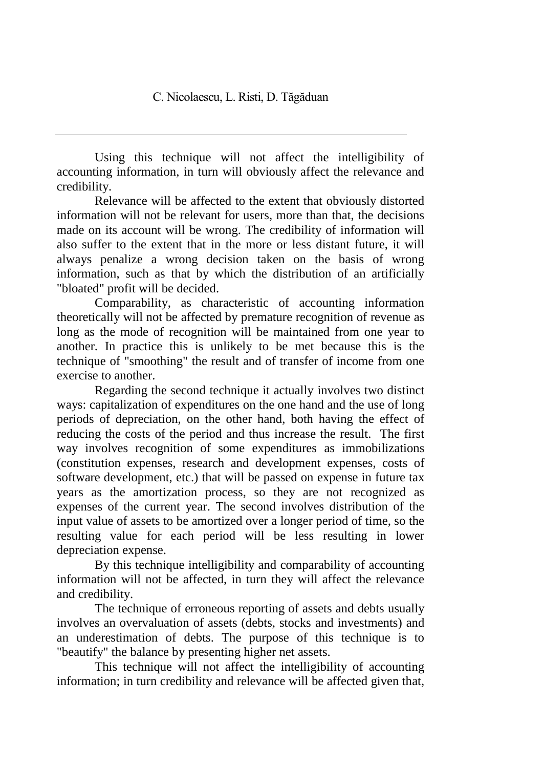Using this technique will not affect the intelligibility of accounting information, in turn will obviously affect the relevance and credibility.

Relevance will be affected to the extent that obviously distorted information will not be relevant for users, more than that, the decisions made on its account will be wrong. The credibility of information will also suffer to the extent that in the more or less distant future, it will always penalize a wrong decision taken on the basis of wrong information, such as that by which the distribution of an artificially "bloated" profit will be decided.

Comparability, as characteristic of accounting information theoretically will not be affected by premature recognition of revenue as long as the mode of recognition will be maintained from one year to another. In practice this is unlikely to be met because this is the technique of "smoothing" the result and of transfer of income from one exercise to another.

Regarding the second technique it actually involves two distinct ways: capitalization of expenditures on the one hand and the use of long periods of depreciation, on the other hand, both having the effect of reducing the costs of the period and thus increase the result. The first way involves recognition of some expenditures as immobilizations (constitution expenses, research and development expenses, costs of software development, etc.) that will be passed on expense in future tax years as the amortization process, so they are not recognized as expenses of the current year. The second involves distribution of the input value of assets to be amortized over a longer period of time, so the resulting value for each period will be less resulting in lower depreciation expense.

By this technique intelligibility and comparability of accounting information will not be affected, in turn they will affect the relevance and credibility.

The technique of erroneous reporting of assets and debts usually involves an overvaluation of assets (debts, stocks and investments) and an underestimation of debts. The purpose of this technique is to "beautify" the balance by presenting higher net assets.

This technique will not affect the intelligibility of accounting information; in turn credibility and relevance will be affected given that,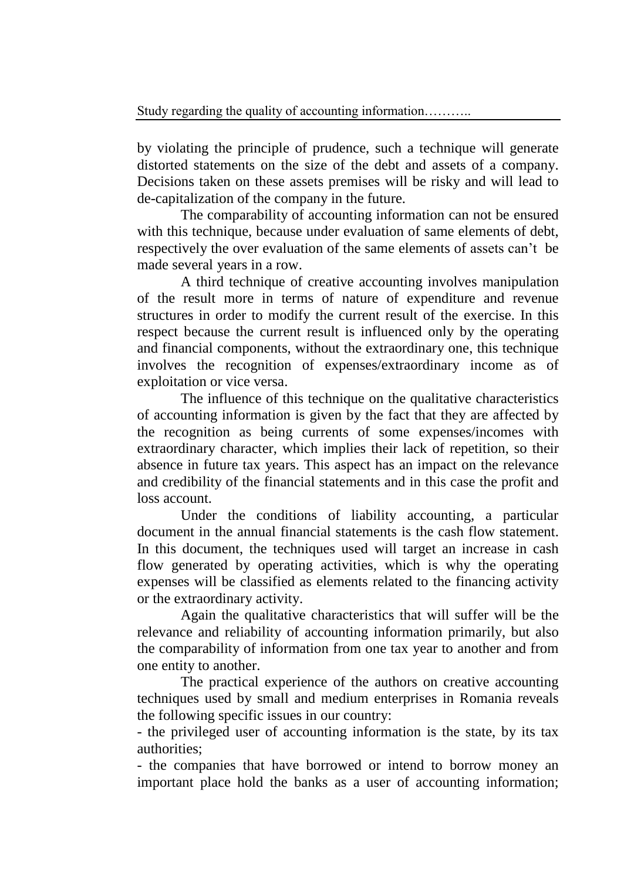by violating the principle of prudence, such a technique will generate distorted statements on the size of the debt and assets of a company. Decisions taken on these assets premises will be risky and will lead to de-capitalization of the company in the future.

The comparability of accounting information can not be ensured with this technique, because under evaluation of same elements of debt, respectively the over evaluation of the same elements of assets can't be made several years in a row.

A third technique of creative accounting involves manipulation of the result more in terms of nature of expenditure and revenue structures in order to modify the current result of the exercise. In this respect because the current result is influenced only by the operating and financial components, without the extraordinary one, this technique involves the recognition of expenses/extraordinary income as of exploitation or vice versa.

The influence of this technique on the qualitative characteristics of accounting information is given by the fact that they are affected by the recognition as being currents of some expenses/incomes with extraordinary character, which implies their lack of repetition, so their absence in future tax years. This aspect has an impact on the relevance and credibility of the financial statements and in this case the profit and loss account.

Under the conditions of liability accounting, a particular document in the annual financial statements is the cash flow statement. In this document, the techniques used will target an increase in cash flow generated by operating activities, which is why the operating expenses will be classified as elements related to the financing activity or the extraordinary activity.

Again the qualitative characteristics that will suffer will be the relevance and reliability of accounting information primarily, but also the comparability of information from one tax year to another and from one entity to another.

The practical experience of the authors on creative accounting techniques used by small and medium enterprises in Romania reveals the following specific issues in our country:

- the privileged user of accounting information is the state, by its tax authorities;
- the companies that have borrowed or intend to borrow money an important place hold the banks as a user of accounting information;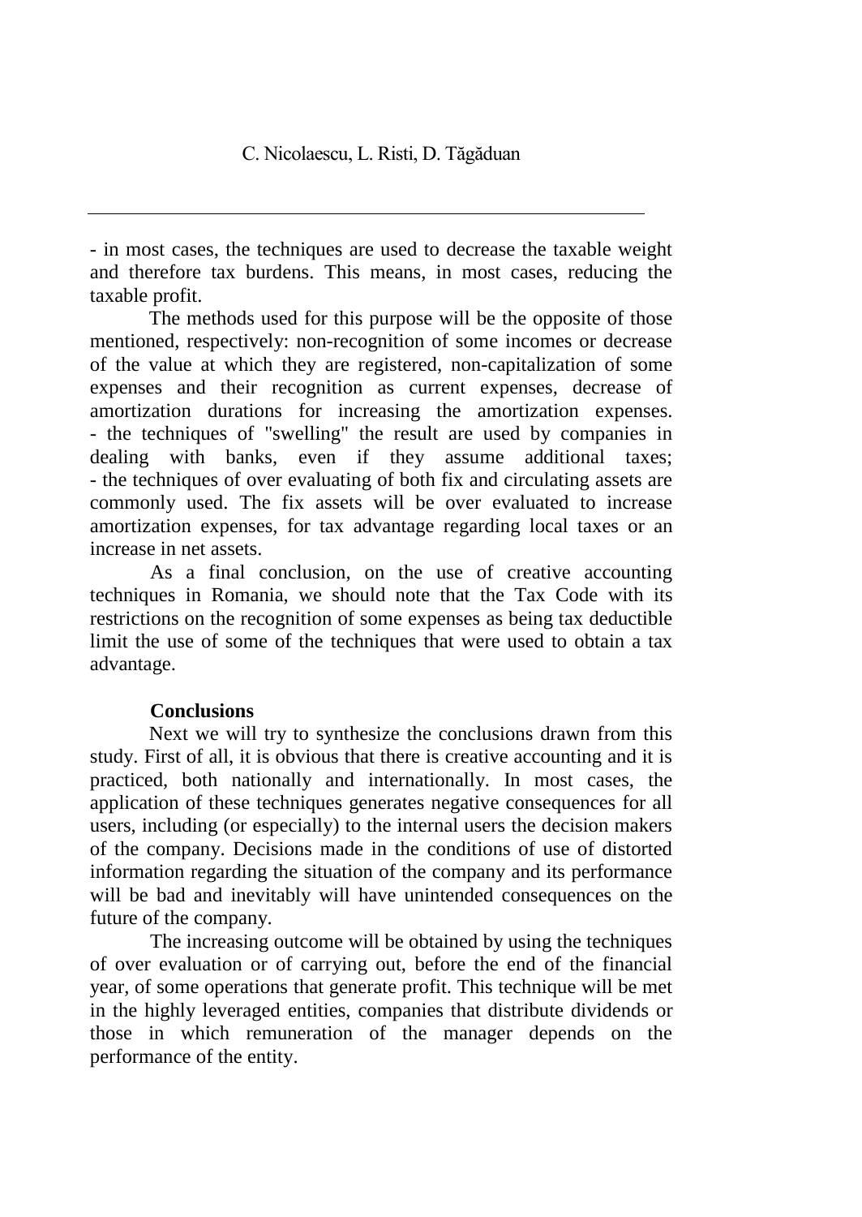- in most cases, the techniques are used to decrease the taxable weight and therefore tax burdens. This means, in most cases, reducing the taxable profit.

The methods used for this purpose will be the opposite of those mentioned, respectively: non-recognition of some incomes or decrease of the value at which they are registered, non-capitalization of some expenses and their recognition as current expenses, decrease of amortization durations for increasing the amortization expenses.

- the techniques of "swelling" the result are used by companies in dealing with banks, even if they assume additional taxes;

- the techniques of over evaluating of both fix and circulating assets are commonly used. The fix assets will be over evaluated to increase amortization expenses, for tax advantage regarding local taxes or an increase in net assets.

As a final conclusion, on the use of creative accounting techniques in Romania, we should note that the Tax Code with its restrictions on the recognition of some expenses as being tax deductible limit the use of some of the techniques that were used to obtain a tax advantage.

**Conclusions**

Next we will try to synthesize the conclusions drawn from this study. First of all, it is obvious that there is creative accounting and it is practiced, both nationally and internationally. In most cases, the application of these techniques generates negative consequences for all users, including (or especially) to the internal users the decision makers of the company. Decisions made in the conditions of use of distorted information regarding the situation of the company and its performance will be bad and inevitably will have unintended consequences on the future of the company.

The increasing outcome will be obtained by using the techniques of over evaluation or of carrying out, before the end of the financial year, of some operations that generate profit. This technique will be met in the highly leveraged entities, companies that distribute dividends or those in which remuneration of the manager depends on the performance of the entity.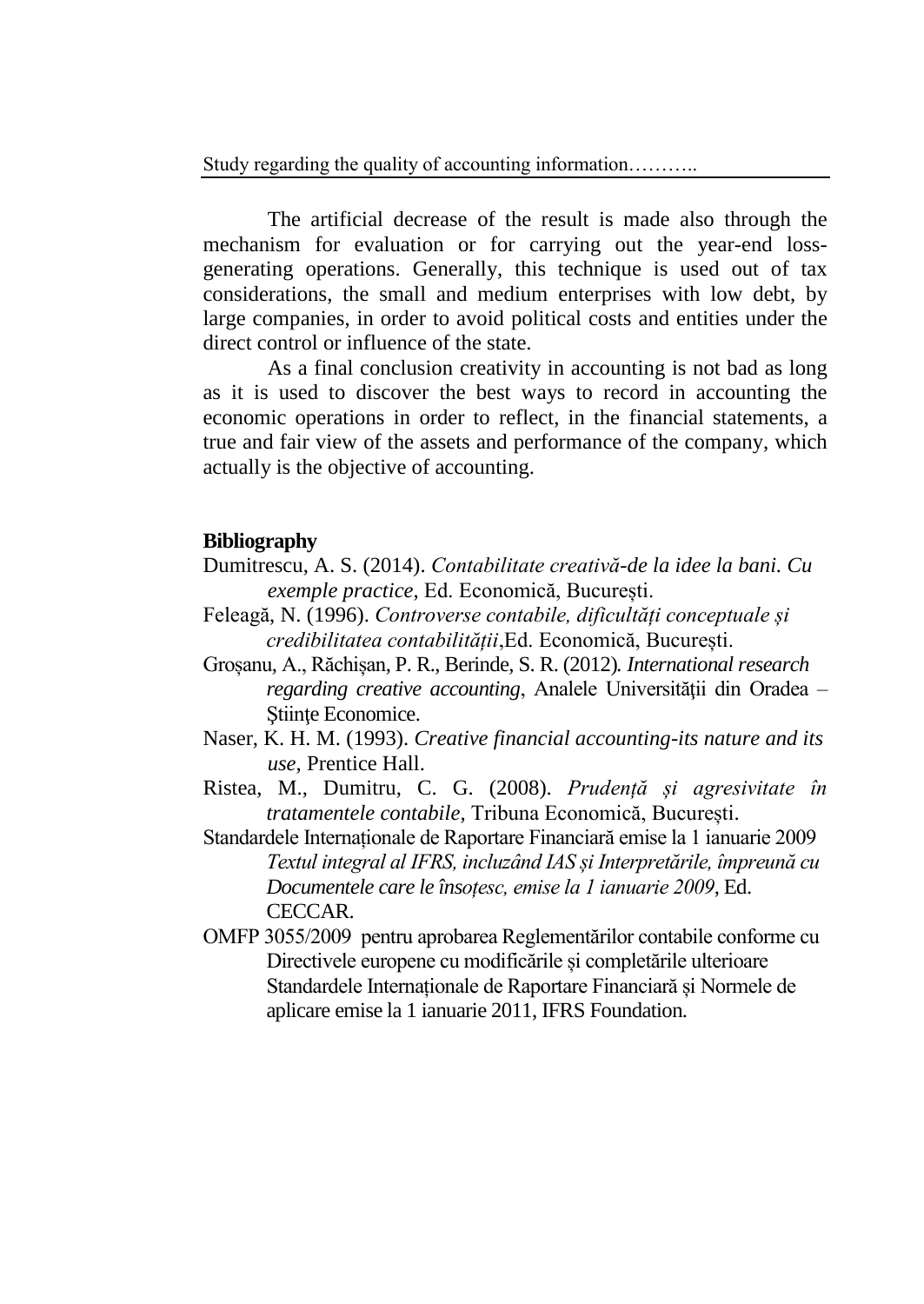The artificial decrease of the result is made also through the mechanism for evaluation or for carrying out the year-end loss-generating operations. Generally, this technique is used out of tax considerations, the small and medium enterprises with low debt, by large companies, in order to avoid political costs and entities under the direct control or influence of the state.

As a final conclusion creativity in accounting is not bad as long as it is used to discover the best ways to record in accounting the economic operations in order to reflect, in the financial statements, a true and fair view of the assets and performance of the company, which actually is the objective of accounting.

## Bibliography

Dumitrescu, A. S. (2014). *Contabilitate creativă-de la idee la bani. Cu exemple practice,* Ed. Economică, București.

Feleagă, N. (1996). *Controverse contabile, dificultăți conceptuale și credibilitatea contabilității*,Ed. Economică, București.

Groșanu, A., Răchișan, P. R., Berinde, S. R. (2012). *International research regarding creative accounting*, Analele Universităţii din Oradea – Ştiinţe Economice.

Naser, K. H. M. (1993). *Creative financial accounting-its nature and its use*, Prentice Hall.

Ristea, M., Dumitru, C. G. (2008). *Prudență și agresivitate în tratamentele contabile,* Tribuna Economică, București.

Standardele Internaționale de Raportare Financiară emise la 1 ianuarie 2009 *Textul integral al IFRS, incluzând IAS și Interpretările, împreună cu Documentele care le însoțesc, emise la 1 ianuarie 2009*, Ed. CECCAR.

OMFP 3055/2009 pentru aprobarea Reglementărilor contabile conforme cu Directivele europene cu modificările și completările ulterioare Standardele Internaționale de Raportare Financiară și Normele de aplicare emise la 1 ianuarie 2011, IFRS Foundation.